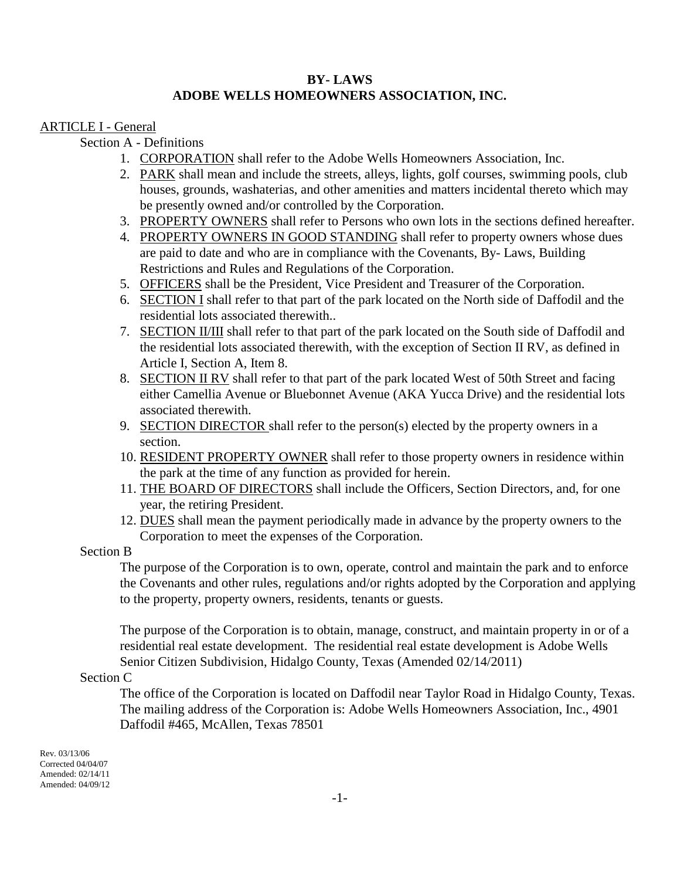# BY- LAWS
# ADOBE WELLS HOMEOWNERS ASSOCIATION, INC.

ARTICLE I - General

Section A - Definitions

1. CORPORATION shall refer to the Adobe Wells Homeowners Association, Inc.
2. PARK shall mean and include the streets, alleys, lights, golf courses, swimming pools, club houses, grounds, washaterias, and other amenities and matters incidental thereto which may be presently owned and/or controlled by the Corporation.
3. PROPERTY OWNERS shall refer to Persons who own lots in the sections defined hereafter.
4. PROPERTY OWNERS IN GOOD STANDING shall refer to property owners whose dues are paid to date and who are in compliance with the Covenants, By- Laws, Building Restrictions and Rules and Regulations of the Corporation.
5. OFFICERS shall be the President, Vice President and Treasurer of the Corporation.
6. SECTION I shall refer to that part of the park located on the North side of Daffodil and the residential lots associated therewith..
7. SECTION II/III shall refer to that part of the park located on the South side of Daffodil and the residential lots associated therewith, with the exception of Section II RV, as defined in Article I, Section A, Item 8.
8. SECTION II RV shall refer to that part of the park located West of 50th Street and facing either Camellia Avenue or Bluebonnet Avenue (AKA Yucca Drive) and the residential lots associated therewith.
9. SECTION DIRECTOR shall refer to the person(s) elected by the property owners in a section.
10. RESIDENT PROPERTY OWNER shall refer to those property owners in residence within the park at the time of any function as provided for herein.
11. THE BOARD OF DIRECTORS shall include the Officers, Section Directors, and, for one year, the retiring President.
12. DUES shall mean the payment periodically made in advance by the property owners to the Corporation to meet the expenses of the Corporation.

Section B

The purpose of the Corporation is to own, operate, control and maintain the park and to enforce the Covenants and other rules, regulations and/or rights adopted by the Corporation and applying to the property, property owners, residents, tenants or guests.

The purpose of the Corporation is to obtain, manage, construct, and maintain property in or of a residential real estate development. The residential real estate development is Adobe Wells Senior Citizen Subdivision, Hidalgo County, Texas (Amended 02/14/2011)

Section C

The office of the Corporation is located on Daffodil near Taylor Road in Hidalgo County, Texas. The mailing address of the Corporation is: Adobe Wells Homeowners Association, Inc., 4901 Daffodil #465, McAllen, Texas 78501

Rev. 03/13/06
Corrected 04/04/07
Amended: 02/14/11
Amended: 04/09/12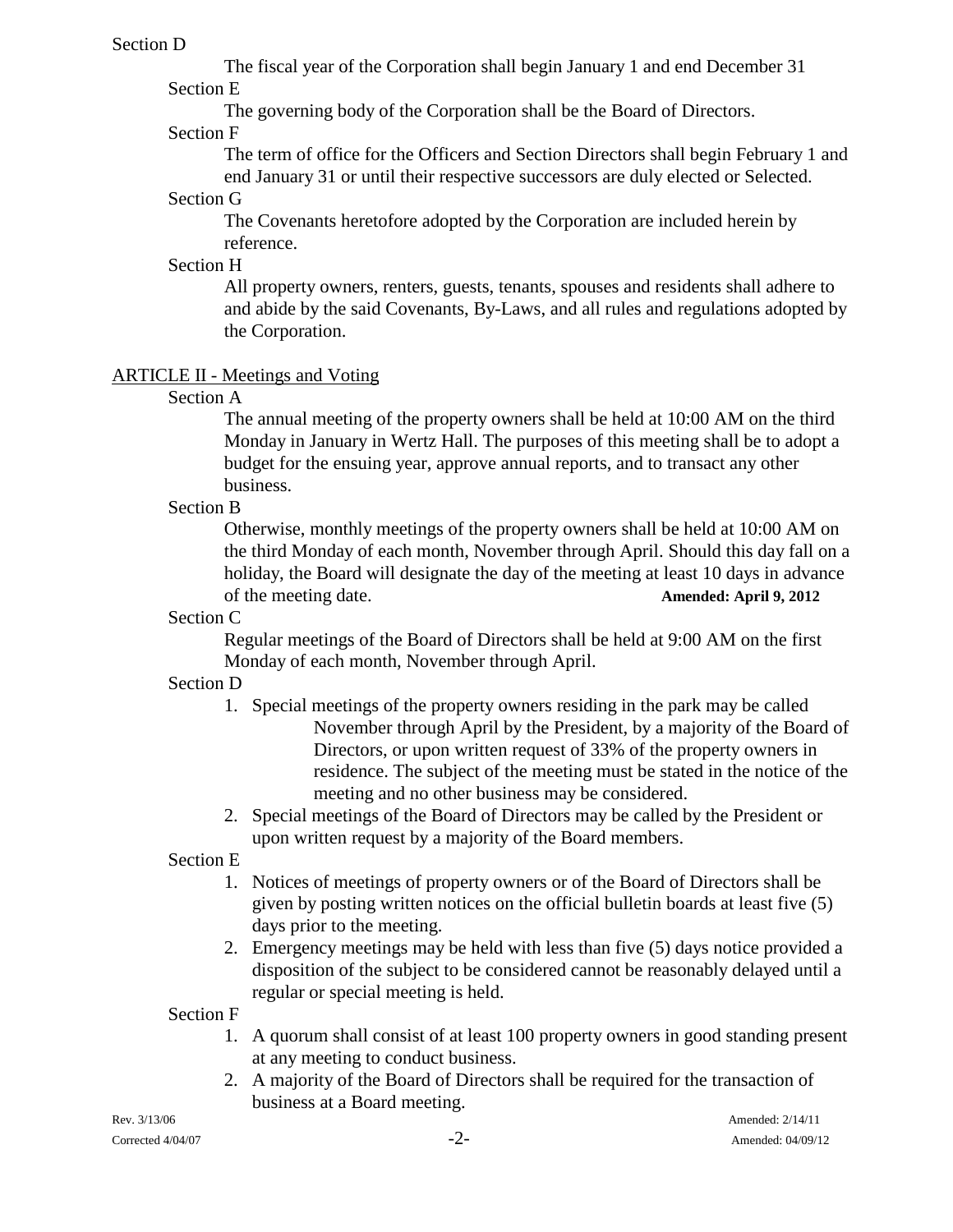Section D

The fiscal year of the Corporation shall begin January 1 and end December 31

Section E

The governing body of the Corporation shall be the Board of Directors.

Section F

The term of office for the Officers and Section Directors shall begin February 1 and end January 31 or until their respective successors are duly elected or Selected.

Section G

The Covenants heretofore adopted by the Corporation are included herein by reference.

Section H

All property owners, renters, guests, tenants, spouses and residents shall adhere to and abide by the said Covenants, By-Laws, and all rules and regulations adopted by the Corporation.

## ARTICLE II - Meetings and Voting

Section A

The annual meeting of the property owners shall be held at 10:00 AM on the third Monday in January in Wertz Hall. The purposes of this meeting shall be to adopt a budget for the ensuing year, approve annual reports, and to transact any other business.

Section B

Otherwise, monthly meetings of the property owners shall be held at 10:00 AM on the third Monday of each month, November through April. Should this day fall on a holiday, the Board will designate the day of the meeting at least 10 days in advance of the meeting date. **Amended: April 9, 2012**

Section C

Regular meetings of the Board of Directors shall be held at 9:00 AM on the first Monday of each month, November through April.

Section D

1. Special meetings of the property owners residing in the park may be called November through April by the President, by a majority of the Board of Directors, or upon written request of 33% of the property owners in residence. The subject of the meeting must be stated in the notice of the meeting and no other business may be considered.
2. Special meetings of the Board of Directors may be called by the President or upon written request by a majority of the Board members.

Section E

1. Notices of meetings of property owners or of the Board of Directors shall be given by posting written notices on the official bulletin boards at least five (5) days prior to the meeting.
2. Emergency meetings may be held with less than five (5) days notice provided a disposition of the subject to be considered cannot be reasonably delayed until a regular or special meeting is held.

Section F

1. A quorum shall consist of at least 100 property owners in good standing present at any meeting to conduct business.
2. A majority of the Board of Directors shall be required for the transaction of business at a Board meeting.

Rev. 3/13/06 Amended: 2/14/11
Corrected 4/04/07 Amended: 04/09/12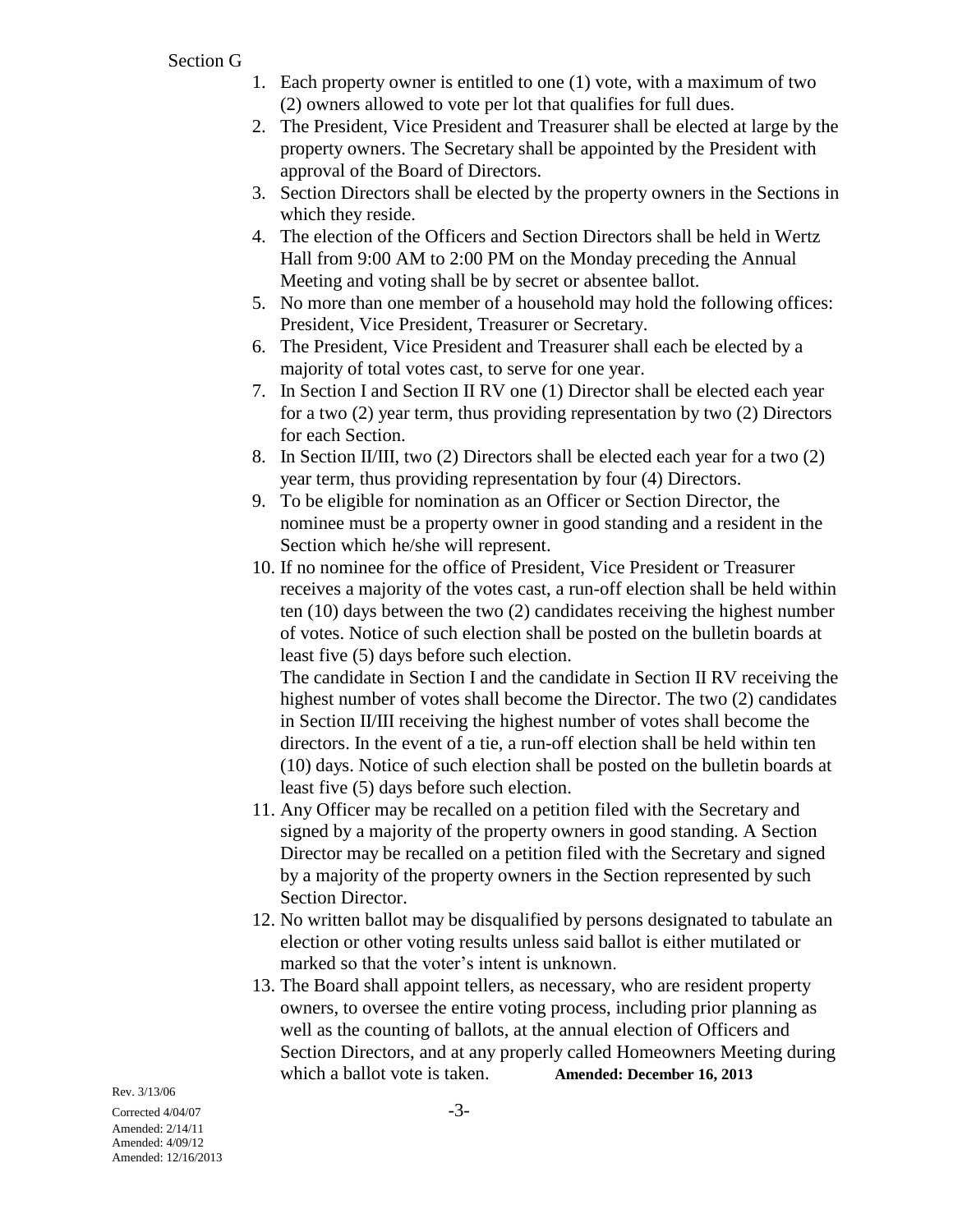Section G

1. Each property owner is entitled to one (1) vote, with a maximum of two (2) owners allowed to vote per lot that qualifies for full dues.
2. The President, Vice President and Treasurer shall be elected at large by the property owners. The Secretary shall be appointed by the President with approval of the Board of Directors.
3. Section Directors shall be elected by the property owners in the Sections in which they reside.
4. The election of the Officers and Section Directors shall be held in Wertz Hall from 9:00 AM to 2:00 PM on the Monday preceding the Annual Meeting and voting shall be by secret or absentee ballot.
5. No more than one member of a household may hold the following offices: President, Vice President, Treasurer or Secretary.
6. The President, Vice President and Treasurer shall each be elected by a majority of total votes cast, to serve for one year.
7. In Section I and Section II RV one (1) Director shall be elected each year for a two (2) year term, thus providing representation by two (2) Directors for each Section.
8. In Section II/III, two (2) Directors shall be elected each year for a two (2) year term, thus providing representation by four (4) Directors.
9. To be eligible for nomination as an Officer or Section Director, the nominee must be a property owner in good standing and a resident in the Section which he/she will represent.
10. If no nominee for the office of President, Vice President or Treasurer receives a majority of the votes cast, a run-off election shall be held within ten (10) days between the two (2) candidates receiving the highest number of votes. Notice of such election shall be posted on the bulletin boards at least five (5) days before such election.

    The candidate in Section I and the candidate in Section II RV receiving the highest number of votes shall become the Director. The two (2) candidates in Section II/III receiving the highest number of votes shall become the directors. In the event of a tie, a run-off election shall be held within ten (10) days. Notice of such election shall be posted on the bulletin boards at least five (5) days before such election.
11. Any Officer may be recalled on a petition filed with the Secretary and signed by a majority of the property owners in good standing. A Section Director may be recalled on a petition filed with the Secretary and signed by a majority of the property owners in the Section represented by such Section Director.
12. No written ballot may be disqualified by persons designated to tabulate an election or other voting results unless said ballot is either mutilated or marked so that the voter's intent is unknown.
13. The Board shall appoint tellers, as necessary, who are resident property owners, to oversee the entire voting process, including prior planning as well as the counting of ballots, at the annual election of Officers and Section Directors, and at any properly called Homeowners Meeting during which a ballot vote is taken. **Amended: December 16, 2013**

Rev. 3/13/06
Corrected 4/04/07
Amended: 2/14/11
Amended: 4/09/12
Amended: 12/16/2013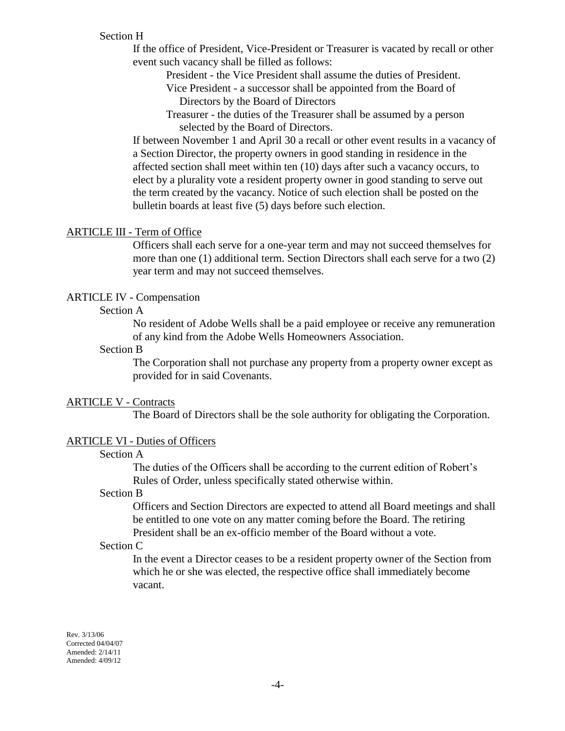Section H

If the office of President, Vice-President or Treasurer is vacated by recall or other event such vacancy shall be filled as follows:

President - the Vice President shall assume the duties of President.

Vice President - a successor shall be appointed from the Board of Directors by the Board of Directors

Treasurer - the duties of the Treasurer shall be assumed by a person selected by the Board of Directors.

If between November 1 and April 30 a recall or other event results in a vacancy of a Section Director, the property owners in good standing in residence in the affected section shall meet within ten (10) days after such a vacancy occurs, to elect by a plurality vote a resident property owner in good standing to serve out the term created by the vacancy. Notice of such election shall be posted on the bulletin boards at least five (5) days before such election.

## ARTICLE III - Term of Office

Officers shall each serve for a one-year term and may not succeed themselves for more than one (1) additional term. Section Directors shall each serve for a two (2) year term and may not succeed themselves.

## ARTICLE IV - Compensation

Section A

No resident of Adobe Wells shall be a paid employee or receive any remuneration of any kind from the Adobe Wells Homeowners Association.

Section B

The Corporation shall not purchase any property from a property owner except as provided for in said Covenants.

## ARTICLE V - Contracts

The Board of Directors shall be the sole authority for obligating the Corporation.

## ARTICLE VI - Duties of Officers

Section A

The duties of the Officers shall be according to the current edition of Robert's Rules of Order, unless specifically stated otherwise within.

Section B

Officers and Section Directors are expected to attend all Board meetings and shall be entitled to one vote on any matter coming before the Board. The retiring President shall be an ex-officio member of the Board without a vote.

Section C

In the event a Director ceases to be a resident property owner of the Section from which he or she was elected, the respective office shall immediately become vacant.

Rev. 3/13/06
Corrected 04/04/07
Amended: 2/14/11
Amended: 4/09/12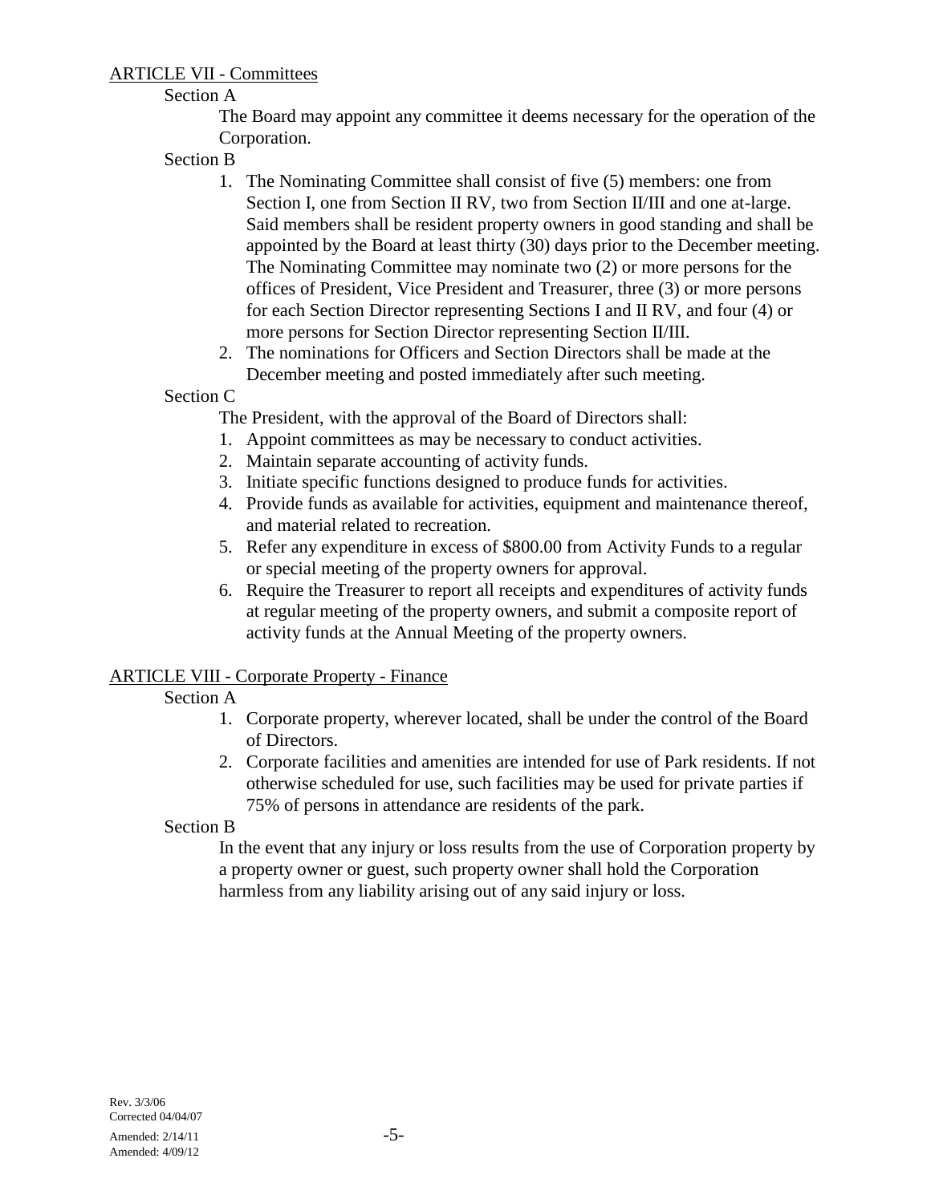## ARTICLE VII - Committees

Section A

The Board may appoint any committee it deems necessary for the operation of the Corporation.

Section B

1. The Nominating Committee shall consist of five (5) members: one from Section I, one from Section II RV, two from Section II/III and one at-large. Said members shall be resident property owners in good standing and shall be appointed by the Board at least thirty (30) days prior to the December meeting. The Nominating Committee may nominate two (2) or more persons for the offices of President, Vice President and Treasurer, three (3) or more persons for each Section Director representing Sections I and II RV, and four (4) or more persons for Section Director representing Section II/III.
2. The nominations for Officers and Section Directors shall be made at the December meeting and posted immediately after such meeting.

Section C

The President, with the approval of the Board of Directors shall:

1. Appoint committees as may be necessary to conduct activities.
2. Maintain separate accounting of activity funds.
3. Initiate specific functions designed to produce funds for activities.
4. Provide funds as available for activities, equipment and maintenance thereof, and material related to recreation.
5. Refer any expenditure in excess of $800.00 from Activity Funds to a regular or special meeting of the property owners for approval.
6. Require the Treasurer to report all receipts and expenditures of activity funds at regular meeting of the property owners, and submit a composite report of activity funds at the Annual Meeting of the property owners.

## ARTICLE VIII - Corporate Property - Finance

Section A

1. Corporate property, wherever located, shall be under the control of the Board of Directors.
2. Corporate facilities and amenities are intended for use of Park residents. If not otherwise scheduled for use, such facilities may be used for private parties if 75% of persons in attendance are residents of the park.

Section B

In the event that any injury or loss results from the use of Corporation property by a property owner or guest, such property owner shall hold the Corporation harmless from any liability arising out of any said injury or loss.

Rev. 3/3/06
Corrected 04/04/07
Amended: 2/14/11
Amended: 4/09/12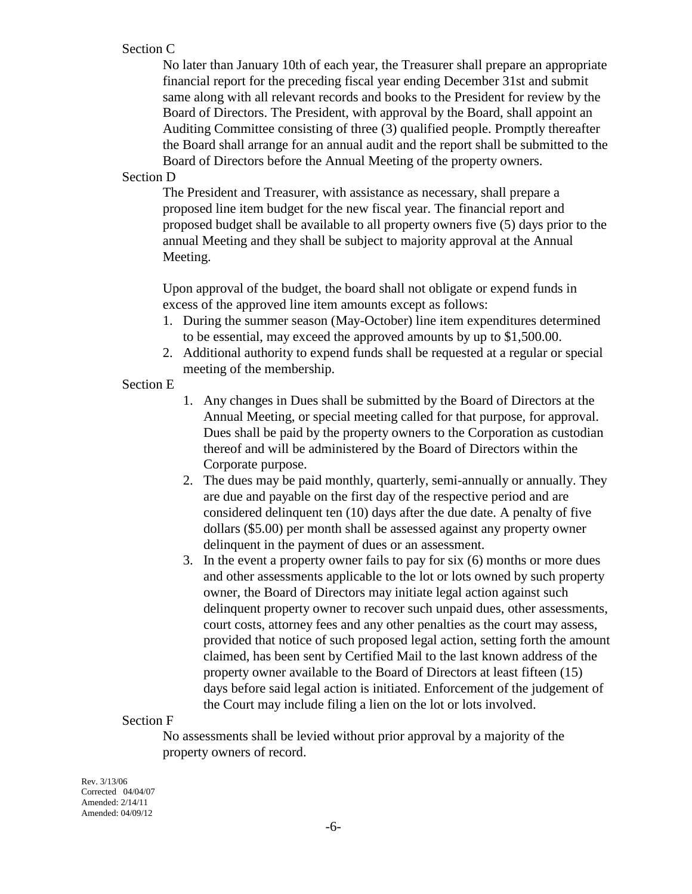Section C

No later than January 10th of each year, the Treasurer shall prepare an appropriate financial report for the preceding fiscal year ending December 31st and submit same along with all relevant records and books to the President for review by the Board of Directors. The President, with approval by the Board, shall appoint an Auditing Committee consisting of three (3) qualified people. Promptly thereafter the Board shall arrange for an annual audit and the report shall be submitted to the Board of Directors before the Annual Meeting of the property owners.

Section D

The President and Treasurer, with assistance as necessary, shall prepare a proposed line item budget for the new fiscal year. The financial report and proposed budget shall be available to all property owners five (5) days prior to the annual Meeting and they shall be subject to majority approval at the Annual Meeting.

Upon approval of the budget, the board shall not obligate or expend funds in excess of the approved line item amounts except as follows:

1. During the summer season (May-October) line item expenditures determined to be essential, may exceed the approved amounts by up to $1,500.00.
2. Additional authority to expend funds shall be requested at a regular or special meeting of the membership.

Section E

1. Any changes in Dues shall be submitted by the Board of Directors at the Annual Meeting, or special meeting called for that purpose, for approval. Dues shall be paid by the property owners to the Corporation as custodian thereof and will be administered by the Board of Directors within the Corporate purpose.
2. The dues may be paid monthly, quarterly, semi-annually or annually. They are due and payable on the first day of the respective period and are considered delinquent ten (10) days after the due date. A penalty of five dollars ($5.00) per month shall be assessed against any property owner delinquent in the payment of dues or an assessment.
3. In the event a property owner fails to pay for six (6) months or more dues and other assessments applicable to the lot or lots owned by such property owner, the Board of Directors may initiate legal action against such delinquent property owner to recover such unpaid dues, other assessments, court costs, attorney fees and any other penalties as the court may assess, provided that notice of such proposed legal action, setting forth the amount claimed, has been sent by Certified Mail to the last known address of the property owner available to the Board of Directors at least fifteen (15) days before said legal action is initiated. Enforcement of the judgement of the Court may include filing a lien on the lot or lots involved.

Section F

No assessments shall be levied without prior approval by a majority of the property owners of record.

Rev. 3/13/06
Corrected 04/04/07
Amended: 2/14/11
Amended: 04/09/12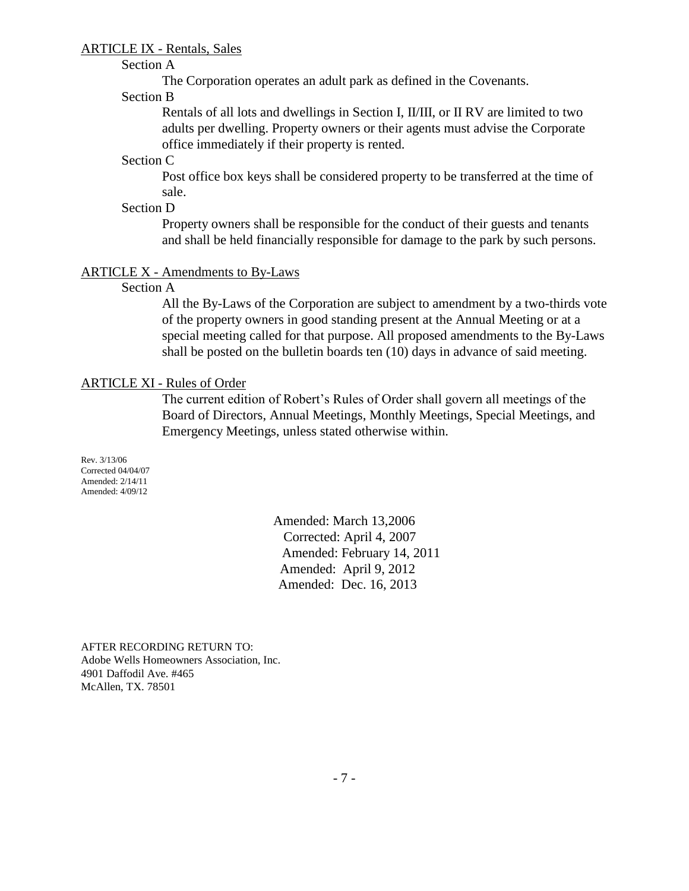<u>ARTICLE IX - Rentals, Sales</u>

Section A

The Corporation operates an adult park as defined in the Covenants.

Section B

Rentals of all lots and dwellings in Section I, II/III, or II RV are limited to two adults per dwelling. Property owners or their agents must advise the Corporate office immediately if their property is rented.

Section C

Post office box keys shall be considered property to be transferred at the time of sale.

Section D

Property owners shall be responsible for the conduct of their guests and tenants and shall be held financially responsible for damage to the park by such persons.

<u>ARTICLE X - Amendments to By-Laws</u>

Section A

All the By-Laws of the Corporation are subject to amendment by a two-thirds vote of the property owners in good standing present at the Annual Meeting or at a special meeting called for that purpose. All proposed amendments to the By-Laws shall be posted on the bulletin boards ten (10) days in advance of said meeting.

<u>ARTICLE XI - Rules of Order</u>

The current edition of Robert's Rules of Order shall govern all meetings of the Board of Directors, Annual Meetings, Monthly Meetings, Special Meetings, and Emergency Meetings, unless stated otherwise within.

Rev. 3/13/06
Corrected 04/04/07
Amended: 2/14/11
Amended: 4/09/12

Amended: March 13,2006
Corrected: April 4, 2007
Amended: February 14, 2011
Amended: April 9, 2012
Amended: Dec. 16, 2013

AFTER RECORDING RETURN TO:
Adobe Wells Homeowners Association, Inc.
4901 Daffodil Ave. #465
McAllen, TX. 78501